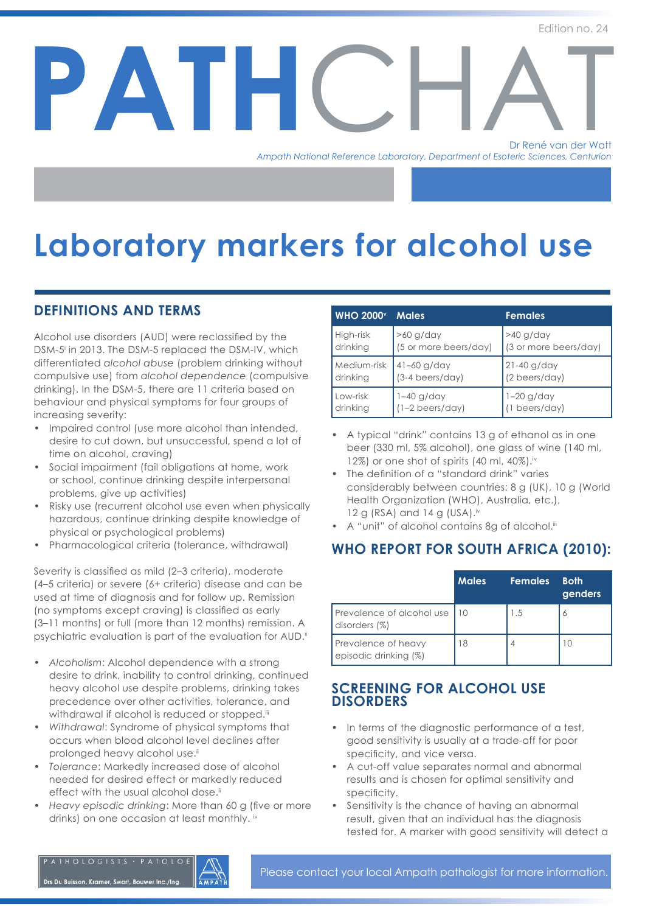# PATHCHAT

Edition no. 24

Dr René van der Watt

*Ampath National Reference Laboratory, Department of Esoteric Sciences, Centurion*

# Laboratory markers for alcohol use

## DEFINITIONS AND TERMS

Alcohol use disorders (AUD) were reclassified by the DSM-5[i] in 2013. The DSM-5 replaced the DSM-IV, which differentiated *alcohol abuse* (problem drinking without compulsive use) from *alcohol dependence* (compulsive drinking). In the DSM-5, there are 11 criteria based on behaviour and physical symptoms for four groups of increasing severity:

- Impaired control (use more alcohol than intended, desire to cut down, but unsuccessful, spend a lot of time on alcohol, craving)
- Social impairment (fail obligations at home, work or school, continue drinking despite interpersonal problems, give up activities)
- Risky use (recurrent alcohol use even when physically hazardous, continue drinking despite knowledge of physical or psychological problems)
- Pharmacological criteria (tolerance, withdrawal)

Severity is classified as mild (2–3 criteria), moderate (4–5 criteria) or severe (6+ criteria) disease and can be used at time of diagnosis and for follow up. Remission (no symptoms except craving) is classified as early (3–11 months) or full (more than 12 months) remission. A psychiatric evaluation is part of the evaluation for AUD.[ii]

- *Alcoholism*: Alcohol dependence with a strong desire to drink, inability to control drinking, continued heavy alcohol use despite problems, drinking takes precedence over other activities, tolerance, and withdrawal if alcohol is reduced or stopped.[iii]
- *Withdrawal*: Syndrome of physical symptoms that occurs when blood alcohol level declines after prolonged heavy alcohol use.[ii]
- *Tolerance*: Markedly increased dose of alcohol needed for desired effect or markedly reduced effect with the usual alcohol dose.[ii]
- *Heavy episodic drinking*: More than 60 g (five or more drinks) on one occasion at least monthly. [iv]

| WHO 2000[v] | Males | Females |
|---|---|---|
| High-risk drinking | >60 g/day (5 or more beers/day) | >40 g/day (3 or more beers/day) |
| Medium-risk drinking | 41–60 g/day (3-4 beers/day) | 21-40 g/day (2 beers/day) |
| Low-risk drinking | 1–40 g/day (1–2 beers/day) | 1–20 g/day (1 beers/day) |

- A typical "drink" contains 13 g of ethanol as in one beer (330 ml, 5% alcohol), one glass of wine (140 ml, 12%) or one shot of spirits (40 ml, 40%).[iv]
- The definition of a "standard drink" varies considerably between countries: 8 g (UK), 10 g (World Health Organization (WHO), Australia, etc.), 12 g (RSA) and 14 g (USA).[iv]
- A "unit" of alcohol contains 8g of alcohol.[iii]

## WHO REPORT FOR SOUTH AFRICA (2010):

| | Males | Females | Both genders |
|---|---|---|---|
| Prevalence of alcohol use disorders (%) | 10 | 1.5 | 6 |
| Prevalence of heavy episodic drinking (%) | 18 | 4 | 10 |

## SCREENING FOR ALCOHOL USE DISORDERS

- In terms of the diagnostic performance of a test, good sensitivity is usually at a trade-off for poor specificity, and vice versa.
- A cut-off value separates normal and abnormal results and is chosen for optimal sensitivity and specificity.
- Sensitivity is the chance of having an abnormal result, given that an individual has the diagnosis tested for. A marker with good sensitivity will detect a

Please contact your local Ampath pathologist for more information.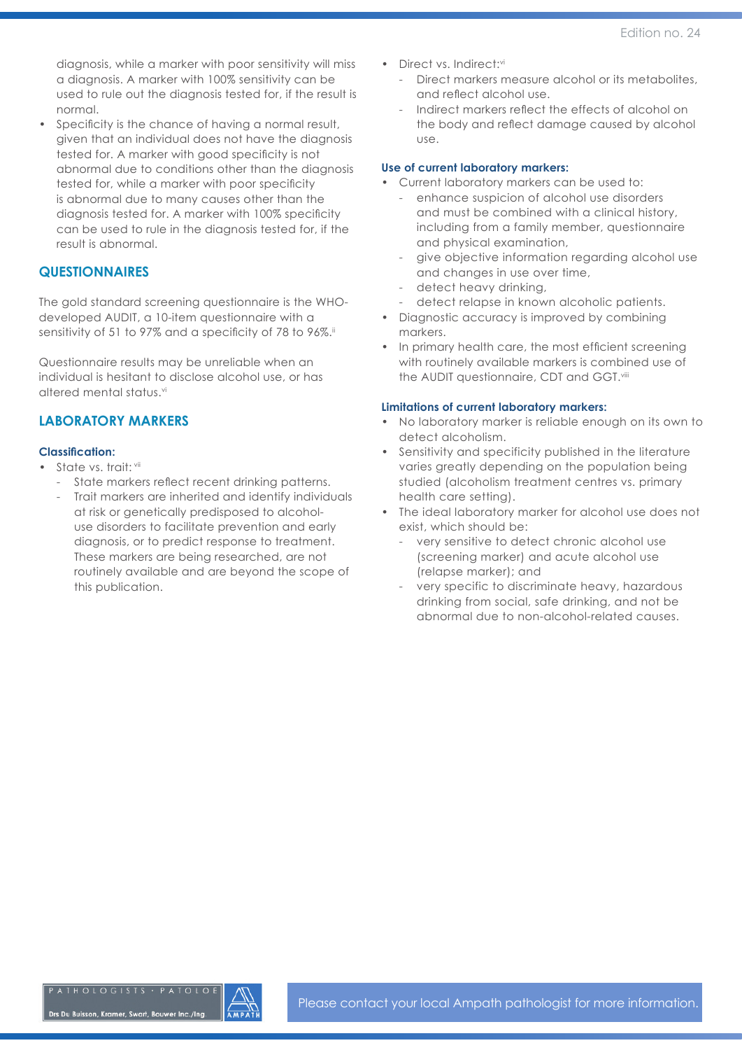diagnosis, while a marker with poor sensitivity will miss a diagnosis. A marker with 100% sensitivity can be used to rule out the diagnosis tested for, if the result is normal.

- Specificity is the chance of having a normal result, given that an individual does not have the diagnosis tested for. A marker with good specificity is not abnormal due to conditions other than the diagnosis tested for, while a marker with poor specificity is abnormal due to many causes other than the diagnosis tested for. A marker with 100% specificity can be used to rule in the diagnosis tested for, if the result is abnormal.

## QUESTIONNAIRES

The gold standard screening questionnaire is the WHO-developed AUDIT, a 10-item questionnaire with a sensitivity of 51 to 97% and a specificity of 78 to 96%.[ii]

Questionnaire results may be unreliable when an individual is hesitant to disclose alcohol use, or has altered mental status.[vi]

## LABORATORY MARKERS

### Classification:

- State vs. trait:[vii]
  - State markers reflect recent drinking patterns.
  - Trait markers are inherited and identify individuals at risk or genetically predisposed to alcohol-use disorders to facilitate prevention and early diagnosis, or to predict response to treatment. These markers are being researched, are not routinely available and are beyond the scope of this publication.
- Direct vs. Indirect:[vi]
  - Direct markers measure alcohol or its metabolites, and reflect alcohol use.
  - Indirect markers reflect the effects of alcohol on the body and reflect damage caused by alcohol use.

### Use of current laboratory markers:

- Current laboratory markers can be used to:
  - enhance suspicion of alcohol use disorders and must be combined with a clinical history, including from a family member, questionnaire and physical examination,
  - give objective information regarding alcohol use and changes in use over time,
  - detect heavy drinking,
  - detect relapse in known alcoholic patients.
- Diagnostic accuracy is improved by combining markers.
- In primary health care, the most efficient screening with routinely available markers is combined use of the AUDIT questionnaire, CDT and GGT.[viii]

### Limitations of current laboratory markers:

- No laboratory marker is reliable enough on its own to detect alcoholism.
- Sensitivity and specificity published in the literature varies greatly depending on the population being studied (alcoholism treatment centres vs. primary health care setting).
- The ideal laboratory marker for alcohol use does not exist, which should be:
  - very sensitive to detect chronic alcohol use (screening marker) and acute alcohol use (relapse marker); and
  - very specific to discriminate heavy, hazardous drinking from social, safe drinking, and not be abnormal due to non-alcohol-related causes.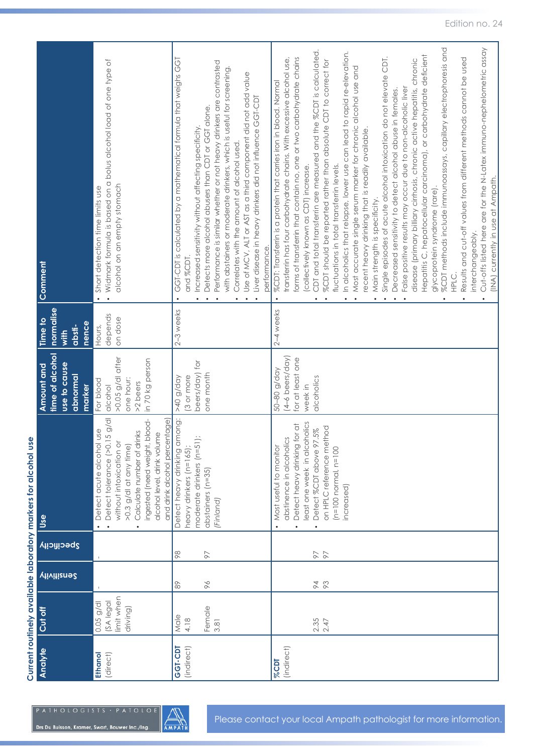## Current routinely available laboratory markers for alcohol use

| Analyte | Cut off | Sensitivity | Specificity | Use | Amount and time of alcohol use to cause abnormal marker | Time to normalise with abstinence | Comment |
|---|---|---|---|---|---|---|---|
| **Ethanol** (direct) | 0.05 g/dl (SA legal limit when driving) | - | - | • Detect acute alcohol use<br>• Detect tolerance (>0.15 g/dl without intoxication or >0.3 g/dl at any time)<br>• Calculate number of drinks ingested (need weight, blood-alcohol level, drink volume and drink alcohol percentage) | For blood alcohol >0.05 g/dl after one hour: >2 beers in 70 kg person | Hours, depends on dose | • Short detection time limits use<br>• Widmark formula is based on a bolus alcohol load of one type of alcohol on an empty stomach |
| **GGT-CDT** (indirect) | Male 4.18<br><br>Female 3.81 | 89<br><br>96 | 98<br><br>97 | Detect heavy drinking among: heavy drinkers (n=165); moderate drinkers (n=51); abstainers (n=35)<br>*(Finland)* | >40 g/day (3 or more beers/day) for one month | 2–3 weeks | • GGT-CDT is calculated by a mathematical formula that weighs GGT and %CDT.<br>• Increased sensitivity without affecting specificity.<br>• Detects more alcohol abusers than CDT or GGT alone.<br>• Performance is similar whether or not heavy drinkers are contrasted with abstainers or moderate drinkers, which is useful for screening.<br>• Correlates with the amount of alcohol used.<br>• Use of MCV, ALT or AST as a third component did not add value<br>• Liver disease in heavy drinkers did not influence GGT-CDT performance. |
| **%CDT** (indirect) | <br><br>2.35<br>2.47 | <br><br>94<br>93 | <br><br>97<br>97 | • Most useful to monitor abstinence in alcoholics<br>• Detect heavy drinking for at least one week in alcoholics<br>• Detect %CDT above 97.5% on HPLC reference method (n=100 normal, n=100 increased) | 50–80 g/day (4–6 beers/day) for at least one week in alcoholics | 2–4 weeks | • %CDT: Transferrin is a protein that carries iron in blood. Normal transferrin has four carbohydrate chains. With excessive alcohol use, forms of transferrin that contain no, one or two carbohydrate chains (collectively known as CDT) increase.<br>• CDT and total transferrin are measured and the %CDT is calculated.<br>• %CDT should be reported rather than absolute CDT to correct for fluctuations in total transferrin levels.<br>• In alcoholics that relapse, lower use can lead to rapid re-elevation.<br>• Most accurate single serum marker for chronic alcohol use and recent heavy drinking that is readily available.<br>• Main strength is specificity.<br>• Single episodes of acute alcohol intoxication do not elevate CDT.<br>• Decreased sensitivity to detect alcohol abuse in females.<br>• False positive results may occur due to non-alcoholic liver disease (primary biliary cirrhosis, chronic active hepatitis, chronic Hepatitis C, hepatocellular carcinoma), or carbohydrate deficient glycoprotein syndrome (rare).<br>• %CDT methods include immunoassays, capillary electrophoresis and HPLC.<br>• Results and cut-off values from different methods cannot be used interchangeably.<br>• Cut-offs listed here are for the N-Latex immuno-nephelometric assay (INA) currently in use at Ampath. |

Please contact your local Ampath pathologist for more information.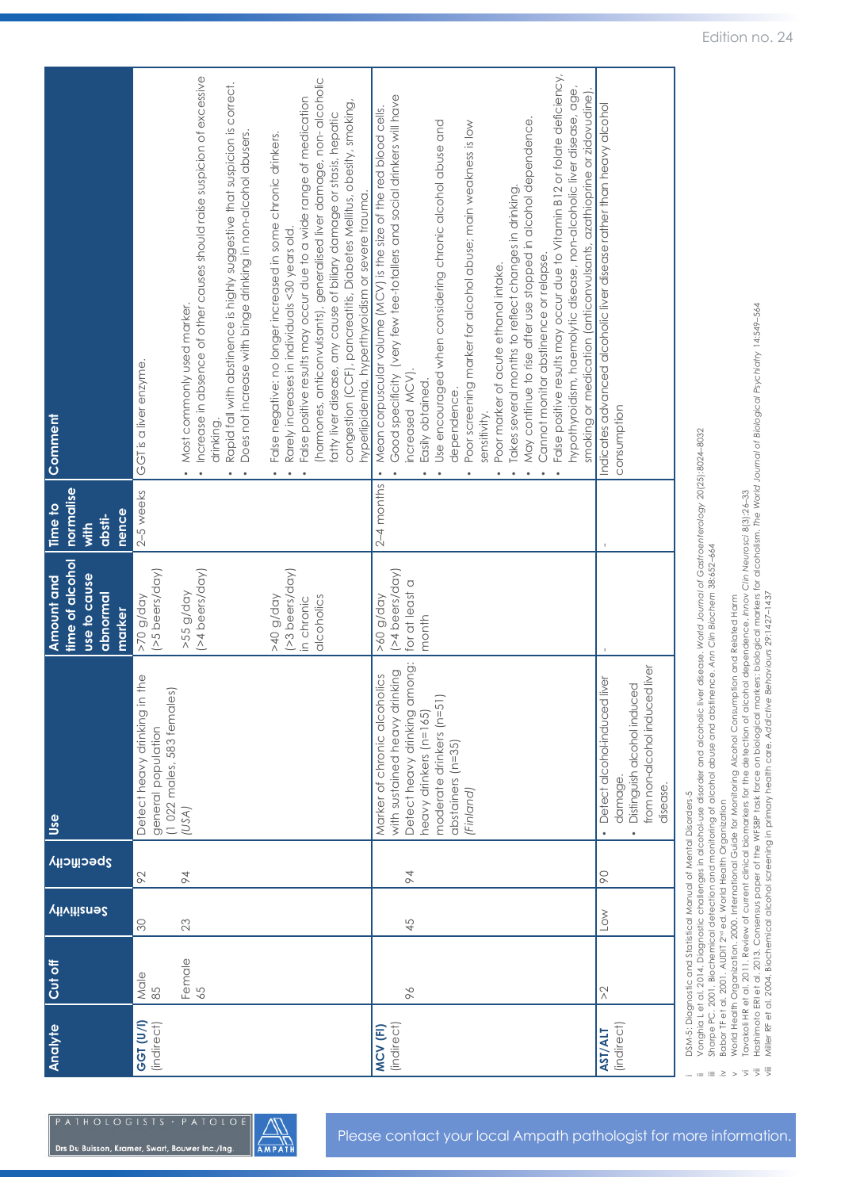| Analyte | Cut off | Sensitivity | Specificity | Use | Amount and time of alcohol use to cause abnormal marker | Time to normalise with abstinence | Comment |
|---|---|---|---|---|---|---|---|
| **GGT (U/l)** (indirect) | Male 85 | 30 | 92 | Detect heavy drinking in the general population (1 022 males, 583 females) *(USA)* | >70 g/day (>5 beers/day) | 2–5 weeks | GGT is a liver enzyme. |
| | Female 65 | 23 | 94 | | >55 g/day (>4 beers/day) | | • Most commonly used marker.<br>• Increase in absence of other causes should raise suspicion of excessive drinking.<br>• Rapid fall with abstinence is highly suggestive that suspicion is correct.<br>• Does not increase with binge drinking in non-alcohol abusers. |
| | | | | | >40 g/day (>3 beers/day) in chronic alcoholics | | • False negative: no longer increased in some chronic drinkers.<br>• Rarely increases in individuals <30 years old.<br>• False positive results may occur due to a wide range of medication (hormones, anticonvulsants), generalised liver damage, non-alcoholic fatty liver disease, any cause of biliary damage or stasis, hepatic congestion (CCF), pancreatitis, Diabetes Mellitus, obesity, smoking, hyperlipidemia, hyperthyroidism or severe trauma. |
| **MCV (Fl)** (indirect) | 96 | 45 | 94 | Marker of chronic alcoholics with sustained heavy drinking<br>Detect heavy drinking among:<br>heavy drinkers (n=165)<br>moderate drinkers (n=51)<br>abstainers (n=35)<br>*(Finland)* | >60 g/day (>4 beers/day) for at least a month | 2–4 months | • Mean corpuscular volume (MCV) is the size of the red blood cells.<br>• Good specificity (very few tee-totallers and social drinkers will have increased MCV).<br>• Easily obtained.<br>• Use encouraged when considering chronic alcohol abuse and dependence.<br>• Poor screening marker for alcohol abuse; main weakness is low sensitivity.<br>• Poor marker of acute ethanol intake.<br>• Takes several months to reflect changes in drinking.<br>• May continue to rise after use stopped in alcohol dependence.<br>• Cannot monitor abstinence or relapse.<br>• False positive results may occur due to Vitamin B12 or folate deficiency, hypothyroidism, haemolytic disease, non-alcoholic liver disease, age, smoking or medication (anticonvulsants, azathioprine or zidovudine). |
| **AST/ALT** (indirect) | >2 | Low | 90 | • Detect alcohol-induced liver damage.<br>• Distinguish alcohol induced from non-alcohol induced liver disease. | - | - | Indicates advanced alcoholic liver disease rather than heavy alcohol consumption |

i DSM-5: Diagnostic and Statistical Manual of Mental Disorders-5
ii Vonghia L et al. 2014. Diagnostic challenges in alcohol-use disorder and alcoholic liver disease. *World Journal of Gastroenterology* 20(25):8024-8032
iii Sharpe PC. 2001. Biochemical detection and monitoring of alcohol abuse and abstinence. *Ann Clin Biochem* 38:652-664
iv Babor TF et al. 2001. AUDIT 2nd ed. World Health Organization
v World Health Organization. 2000. International Guide for Monitoring Alcohol Consumption and Related Harm
vi Tavakoli HR et al. 2011. Review of current clinical biomarkers for the detection of alcohol dependence. *Innov Clin Neurosci* 8(3):26-33
vii Hashimoto ERI et al. 2013. Consensus paper of the WFSBP task force on biological markers: biological markers for alcoholism. *The World Journal of Biological Psychiatry* 14:549-564
viii Miller RF et al. 2004. Biochemical alcohol screening in primary health care. *Addictive Behaviours* 29:1427-1437

Please contact your local Ampath pathologist for more information.